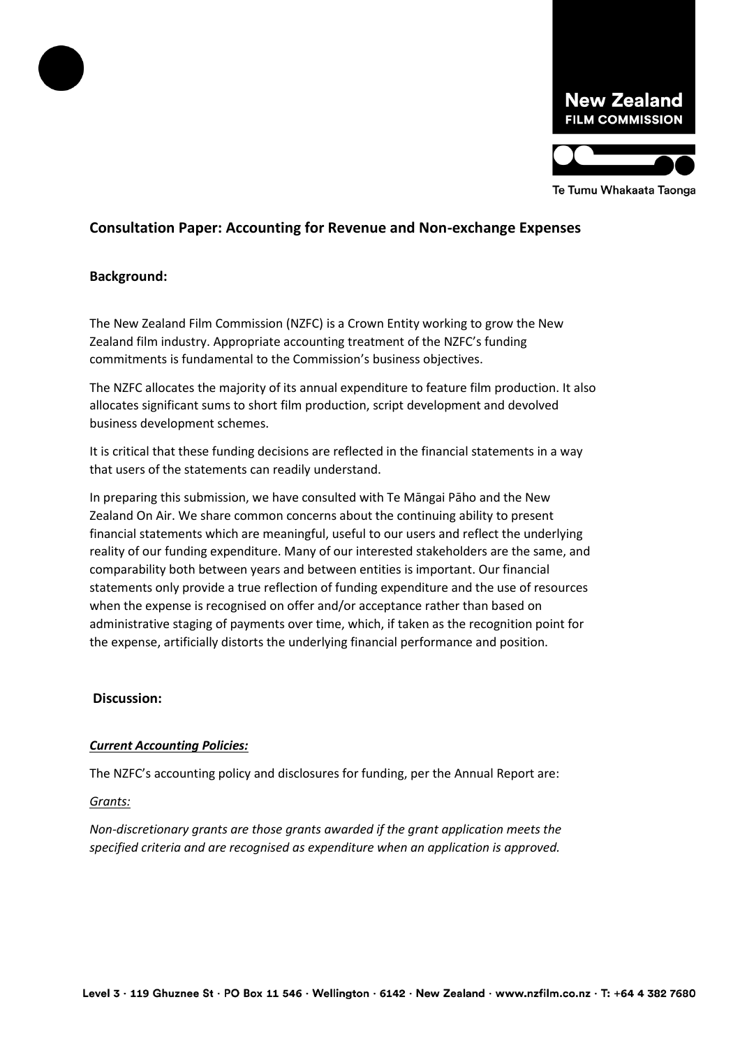# Consultation Paper: Accounting for Revenue and Non-exchange Expenses

## Background:

The New Zealand Film Commission (NZFC) is a Crown Entity working to grow the New Zealand film industry. Appropriate accounting treatment of the NZFC's funding commitments is fundamental to the Commission's business objectives.

The NZFC allocates the majority of its annual expenditure to feature film production. It also allocates significant sums to short film production, script development and devolved business development schemes.

It is critical that these funding decisions are reflected in the financial statements in a way that users of the statements can readily understand.

In preparing this submission, we have consulted with Te Māngai Pāho and the New Zealand On Air. We share common concerns about the continuing ability to present financial statements which are meaningful, useful to our users and reflect the underlying reality of our funding expenditure. Many of our interested stakeholders are the same, and comparability both between years and between entities is important. Our financial statements only provide a true reflection of funding expenditure and the use of resources when the expense is recognised on offer and/or acceptance rather than based on administrative staging of payments over time, which, if taken as the recognition point for the expense, artificially distorts the underlying financial performance and position.

## Discussion:

***Current Accounting Policies:***

The NZFC's accounting policy and disclosures for funding, per the Annual Report are:

*Grants:*

*Non-discretionary grants are those grants awarded if the grant application meets the specified criteria and are recognised as expenditure when an application is approved.*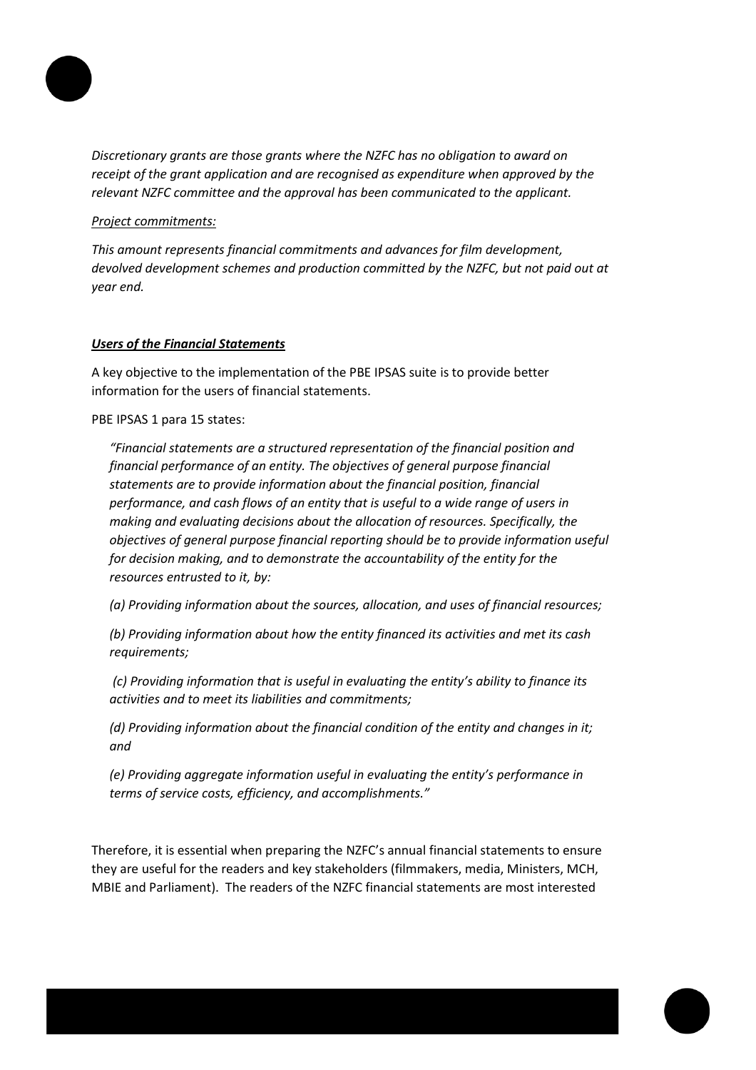*Discretionary grants are those grants where the NZFC has no obligation to award on receipt of the grant application and are recognised as expenditure when approved by the relevant NZFC committee and the approval has been communicated to the applicant.*

*Project commitments:*

*This amount represents financial commitments and advances for film development, devolved development schemes and production committed by the NZFC, but not paid out at year end.*

***Users of the Financial Statements***

A key objective to the implementation of the PBE IPSAS suite is to provide better information for the users of financial statements.

PBE IPSAS 1 para 15 states:

> *"Financial statements are a structured representation of the financial position and financial performance of an entity. The objectives of general purpose financial statements are to provide information about the financial position, financial performance, and cash flows of an entity that is useful to a wide range of users in making and evaluating decisions about the allocation of resources. Specifically, the objectives of general purpose financial reporting should be to provide information useful for decision making, and to demonstrate the accountability of the entity for the resources entrusted to it, by:*
>
> *(a) Providing information about the sources, allocation, and uses of financial resources;*
>
> *(b) Providing information about how the entity financed its activities and met its cash requirements;*
>
> *(c) Providing information that is useful in evaluating the entity's ability to finance its activities and to meet its liabilities and commitments;*
>
> *(d) Providing information about the financial condition of the entity and changes in it; and*
>
> *(e) Providing aggregate information useful in evaluating the entity's performance in terms of service costs, efficiency, and accomplishments."*

Therefore, it is essential when preparing the NZFC's annual financial statements to ensure they are useful for the readers and key stakeholders (filmmakers, media, Ministers, MCH, MBIE and Parliament). The readers of the NZFC financial statements are most interested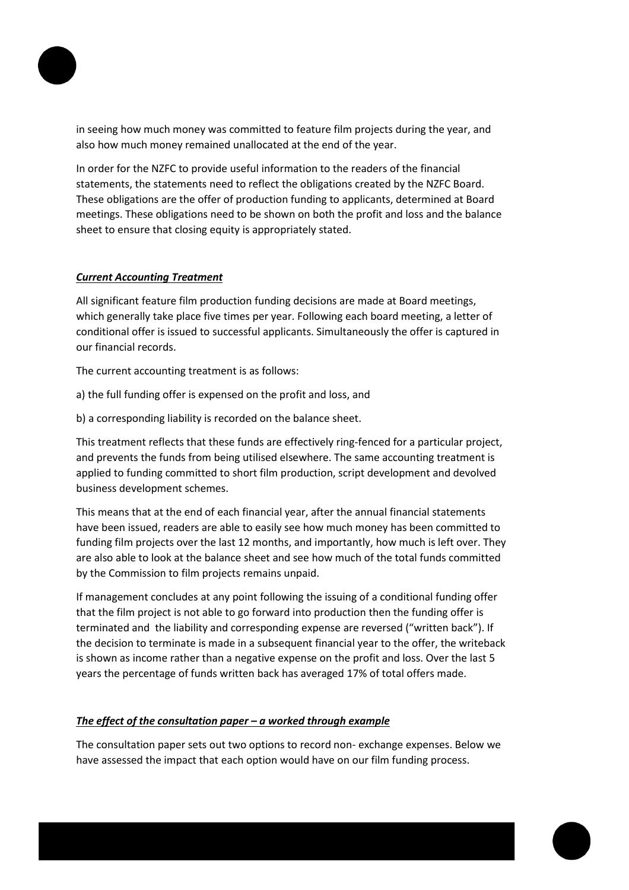in seeing how much money was committed to feature film projects during the year, and also how much money remained unallocated at the end of the year.

In order for the NZFC to provide useful information to the readers of the financial statements, the statements need to reflect the obligations created by the NZFC Board. These obligations are the offer of production funding to applicants, determined at Board meetings. These obligations need to be shown on both the profit and loss and the balance sheet to ensure that closing equity is appropriately stated.

***Current Accounting Treatment***

All significant feature film production funding decisions are made at Board meetings, which generally take place five times per year. Following each board meeting, a letter of conditional offer is issued to successful applicants. Simultaneously the offer is captured in our financial records.

The current accounting treatment is as follows:

a) the full funding offer is expensed on the profit and loss, and

b) a corresponding liability is recorded on the balance sheet.

This treatment reflects that these funds are effectively ring-fenced for a particular project, and prevents the funds from being utilised elsewhere. The same accounting treatment is applied to funding committed to short film production, script development and devolved business development schemes.

This means that at the end of each financial year, after the annual financial statements have been issued, readers are able to easily see how much money has been committed to funding film projects over the last 12 months, and importantly, how much is left over. They are also able to look at the balance sheet and see how much of the total funds committed by the Commission to film projects remains unpaid.

If management concludes at any point following the issuing of a conditional funding offer that the film project is not able to go forward into production then the funding offer is terminated and the liability and corresponding expense are reversed ("written back"). If the decision to terminate is made in a subsequent financial year to the offer, the writeback is shown as income rather than a negative expense on the profit and loss. Over the last 5 years the percentage of funds written back has averaged 17% of total offers made.

***The effect of the consultation paper – a worked through example***

The consultation paper sets out two options to record non- exchange expenses. Below we have assessed the impact that each option would have on our film funding process.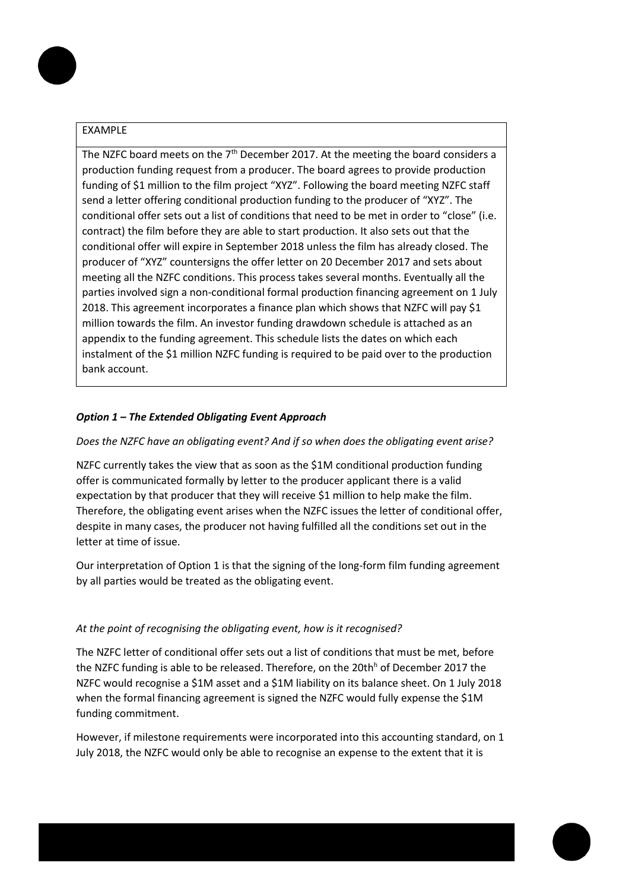| EXAMPLE |
|---|
| The NZFC board meets on the 7th December 2017. At the meeting the board considers a production funding request from a producer. The board agrees to provide production funding of $1 million to the film project "XYZ". Following the board meeting NZFC staff send a letter offering conditional production funding to the producer of "XYZ". The conditional offer sets out a list of conditions that need to be met in order to "close" (i.e. contract) the film before they are able to start production. It also sets out that the conditional offer will expire in September 2018 unless the film has already closed. The producer of "XYZ" countersigns the offer letter on 20 December 2017 and sets about meeting all the NZFC conditions. This process takes several months. Eventually all the parties involved sign a non-conditional formal production financing agreement on 1 July 2018. This agreement incorporates a finance plan which shows that NZFC will pay $1 million towards the film. An investor funding drawdown schedule is attached as an appendix to the funding agreement. This schedule lists the dates on which each instalment of the $1 million NZFC funding is required to be paid over to the production bank account. |

***Option 1 – The Extended Obligating Event Approach***

*Does the NZFC have an obligating event? And if so when does the obligating event arise?*

NZFC currently takes the view that as soon as the $1M conditional production funding offer is communicated formally by letter to the producer applicant there is a valid expectation by that producer that they will receive $1 million to help make the film. Therefore, the obligating event arises when the NZFC issues the letter of conditional offer, despite in many cases, the producer not having fulfilled all the conditions set out in the letter at time of issue.

Our interpretation of Option 1 is that the signing of the long-form film funding agreement by all parties would be treated as the obligating event.

*At the point of recognising the obligating event, how is it recognised?*

The NZFC letter of conditional offer sets out a list of conditions that must be met, before the NZFC funding is able to be released. Therefore, on the 20th[h] of December 2017 the NZFC would recognise a $1M asset and a $1M liability on its balance sheet. On 1 July 2018 when the formal financing agreement is signed the NZFC would fully expense the $1M funding commitment.

However, if milestone requirements were incorporated into this accounting standard, on 1 July 2018, the NZFC would only be able to recognise an expense to the extent that it is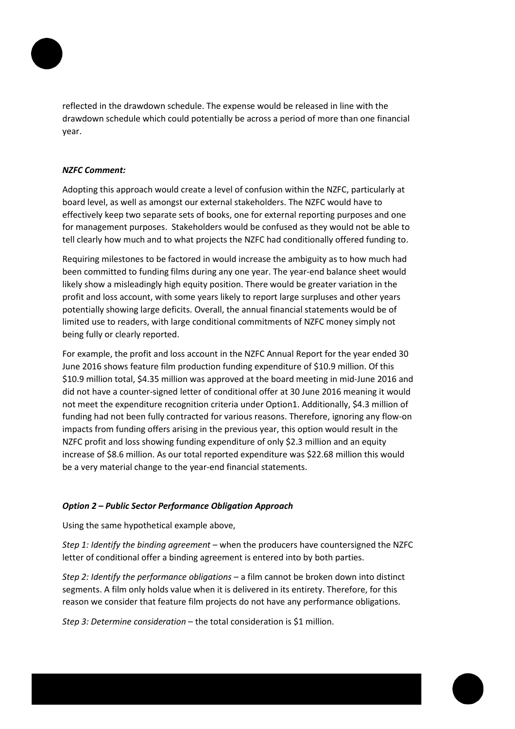reflected in the drawdown schedule. The expense would be released in line with the drawdown schedule which could potentially be across a period of more than one financial year.

***NZFC Comment:***

Adopting this approach would create a level of confusion within the NZFC, particularly at board level, as well as amongst our external stakeholders. The NZFC would have to effectively keep two separate sets of books, one for external reporting purposes and one for management purposes. Stakeholders would be confused as they would not be able to tell clearly how much and to what projects the NZFC had conditionally offered funding to.

Requiring milestones to be factored in would increase the ambiguity as to how much had been committed to funding films during any one year. The year-end balance sheet would likely show a misleadingly high equity position. There would be greater variation in the profit and loss account, with some years likely to report large surpluses and other years potentially showing large deficits. Overall, the annual financial statements would be of limited use to readers, with large conditional commitments of NZFC money simply not being fully or clearly reported.

For example, the profit and loss account in the NZFC Annual Report for the year ended 30 June 2016 shows feature film production funding expenditure of $10.9 million. Of this $10.9 million total, $4.35 million was approved at the board meeting in mid-June 2016 and did not have a counter-signed letter of conditional offer at 30 June 2016 meaning it would not meet the expenditure recognition criteria under Option1. Additionally, $4.3 million of funding had not been fully contracted for various reasons. Therefore, ignoring any flow-on impacts from funding offers arising in the previous year, this option would result in the NZFC profit and loss showing funding expenditure of only $2.3 million and an equity increase of $8.6 million. As our total reported expenditure was $22.68 million this would be a very material change to the year-end financial statements.

***Option 2 – Public Sector Performance Obligation Approach***

Using the same hypothetical example above,

*Step 1: Identify the binding agreement* – when the producers have countersigned the NZFC letter of conditional offer a binding agreement is entered into by both parties.

*Step 2: Identify the performance obligations* – a film cannot be broken down into distinct segments. A film only holds value when it is delivered in its entirety. Therefore, for this reason we consider that feature film projects do not have any performance obligations.

*Step 3: Determine consideration* – the total consideration is $1 million.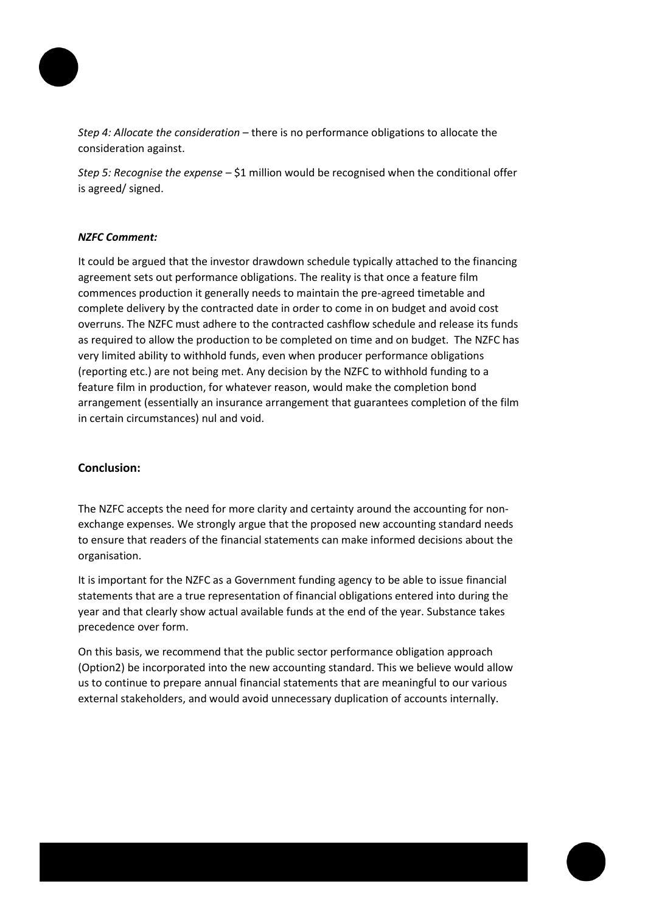*Step 4: Allocate the consideration* – there is no performance obligations to allocate the consideration against.

*Step 5: Recognise the expense* – $1 million would be recognised when the conditional offer is agreed/ signed.

***NZFC Comment:***

It could be argued that the investor drawdown schedule typically attached to the financing agreement sets out performance obligations. The reality is that once a feature film commences production it generally needs to maintain the pre-agreed timetable and complete delivery by the contracted date in order to come in on budget and avoid cost overruns. The NZFC must adhere to the contracted cashflow schedule and release its funds as required to allow the production to be completed on time and on budget. The NZFC has very limited ability to withhold funds, even when producer performance obligations (reporting etc.) are not being met. Any decision by the NZFC to withhold funding to a feature film in production, for whatever reason, would make the completion bond arrangement (essentially an insurance arrangement that guarantees completion of the film in certain circumstances) nul and void.

## Conclusion:

The NZFC accepts the need for more clarity and certainty around the accounting for non-exchange expenses. We strongly argue that the proposed new accounting standard needs to ensure that readers of the financial statements can make informed decisions about the organisation.

It is important for the NZFC as a Government funding agency to be able to issue financial statements that are a true representation of financial obligations entered into during the year and that clearly show actual available funds at the end of the year. Substance takes precedence over form.

On this basis, we recommend that the public sector performance obligation approach (Option2) be incorporated into the new accounting standard. This we believe would allow us to continue to prepare annual financial statements that are meaningful to our various external stakeholders, and would avoid unnecessary duplication of accounts internally.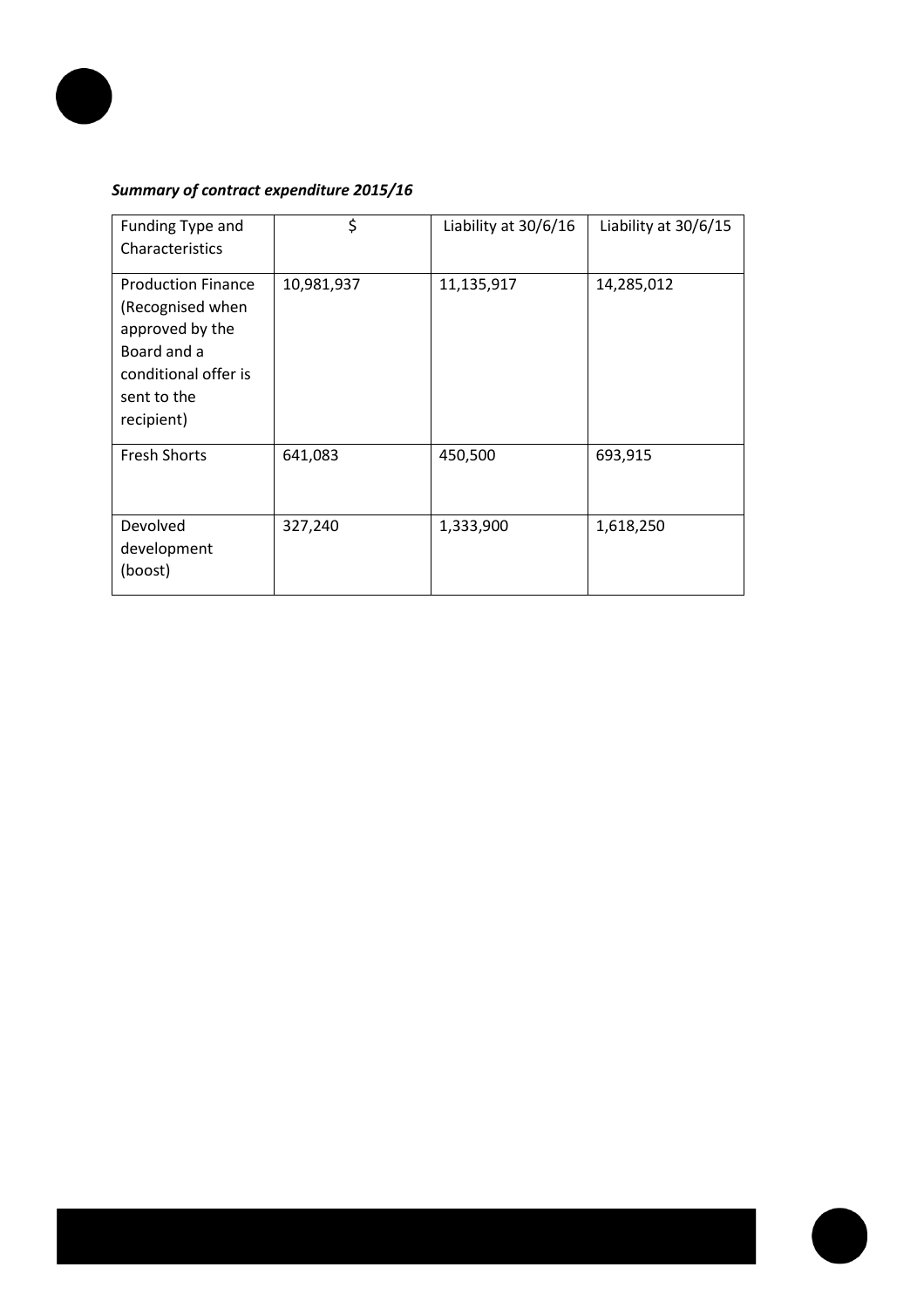***Summary of contract expenditure 2015/16***

| Funding Type and Characteristics | $ | Liability at 30/6/16 | Liability at 30/6/15 |
|---|---|---|---|
| Production Finance (Recognised when approved by the Board and a conditional offer is sent to the recipient) | 10,981,937 | 11,135,917 | 14,285,012 |
| Fresh Shorts | 641,083 | 450,500 | 693,915 |
| Devolved development (boost) | 327,240 | 1,333,900 | 1,618,250 |